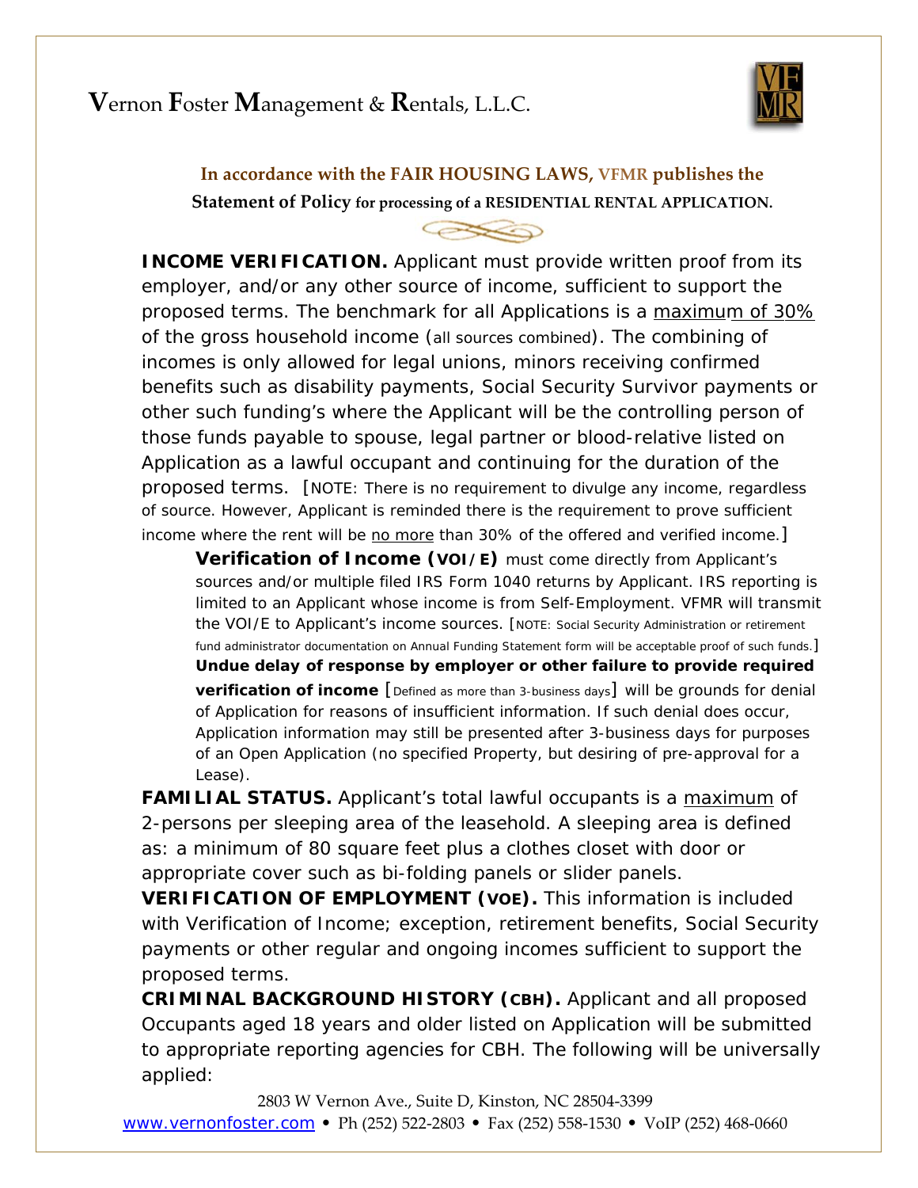# **V**ernon **F**oster **M**anagement & **R**entals, L.L.C.

**In accordance with the FAIR HOUSING LAWS, VFMR publishes the Statement of Policy for processing of a RESIDENTIAL RENTAL APPLICATION.**

**INCOME VERIFICATION.** Applicant must provide written proof from its employer, and/or any other source of income, sufficient to support the proposed terms. The benchmark for all Applications is a <u>maximum of 30%</u> of the gross household income (all sources combined). The combining of incomes is only allowed for legal unions, minors receiving confirmed benefits such as disability payments, Social Security Survivor payments or other such funding's where the Applicant will be the controlling person of those funds payable to spouse, legal partner or blood-relative listed on Application as a lawful occupant and continuing for the duration of the proposed terms. [NOTE: There is no requirement to divulge any income, regardless of source. However, Applicant is reminded there is the requirement to prove sufficient income where the rent will be <u>no more</u> than 30% of the offered and verified income.]

> **Verification of Income (VOI/E)** must come directly from Applicant's sources and/or multiple filed IRS Form 1040 returns by Applicant. IRS reporting is limited to an Applicant whose income is from Self-Employment. VFMR will transmit the VOI/E to Applicant's income sources. [NOTE: Social Security Administration or retirement fund administrator documentation on Annual Funding Statement form will be acceptable proof of such funds.]
>
> **Undue delay of response by employer or other failure to provide required verification of income** [Defined as more than 3-business days] will be grounds for denial of Application for reasons of insufficient information. If such denial does occur, Application information may still be presented after 3-business days for purposes of an Open Application (no specified Property, but desiring of pre-approval for a Lease).

**FAMILIAL STATUS.** Applicant's total lawful occupants is a <u>maximum</u> of 2-persons per sleeping area of the leasehold. A sleeping area is defined as: a minimum of 80 square feet plus a clothes closet with door or appropriate cover such as bi-folding panels or slider panels.

**VERIFICATION OF EMPLOYMENT (VOE).** This information is included with Verification of Income; exception, retirement benefits, Social Security payments or other regular and ongoing incomes sufficient to support the proposed terms.

**CRIMINAL BACKGROUND HISTORY (CBH).** Applicant and all proposed Occupants aged 18 years and older listed on Application will be submitted to appropriate reporting agencies for CBH. The following will be universally applied:

2803 W Vernon Ave., Suite D, Kinston, NC 28504-3399
www.vernonfoster.com • Ph (252) 522-2803 • Fax (252) 558-1530 • VoIP (252) 468-0660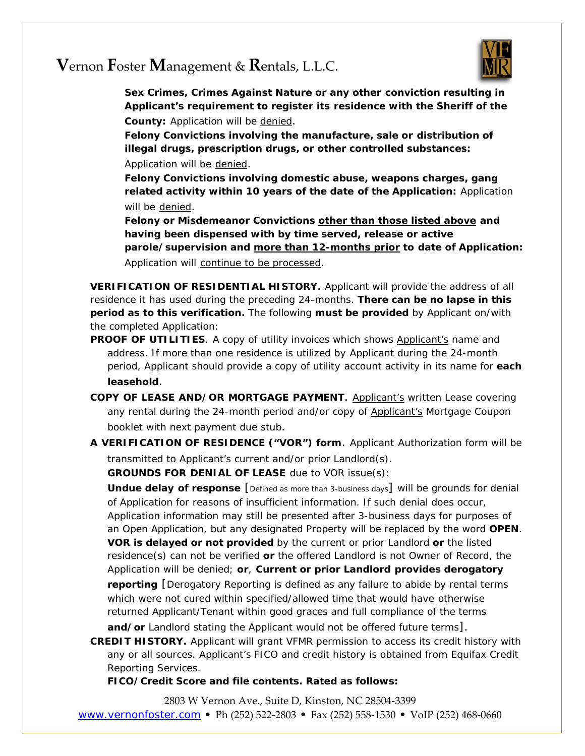**Sex Crimes, Crimes Against Nature or any other conviction resulting in Applicant's requirement to register its residence with the Sheriff of the County:** Application will be <u>denied</u>.

**Felony Convictions involving the manufacture, sale or distribution of illegal drugs, prescription drugs, or other controlled substances:** Application will be <u>denied</u>.

**Felony Convictions involving domestic abuse, weapons charges, gang related activity within 10 years of the date of the Application:** Application will be <u>denied</u>.

**Felony or Misdemeanor Convictions <u>other than those listed above</u> and having been dispensed with by time served, release or active parole/supervision and <u>more than 12-months prior</u> to date of Application:** Application will <u>continue to be processed</u>.

**VERIFICATION OF RESIDENTIAL HISTORY.** Applicant will provide the address of all residence it has used during the preceding 24-months. **There can be no lapse in this period as to this verification.** The following **must be provided** by Applicant on/with the completed Application:

**PROOF OF UTILITIES**. A copy of utility invoices which shows <u>Applicant's</u> name and address. If more than one residence is utilized by Applicant during the 24-month period, Applicant should provide a copy of utility account activity in its name for **each leasehold**.

**COPY OF LEASE AND/OR MORTGAGE PAYMENT**. <u>Applicant's</u> written Lease covering any rental during the 24-month period and/or copy of <u>Applicant's</u> Mortgage Coupon booklet with next payment due stub.

**A VERIFICATION OF RESIDENCE ("VOR") form**. Applicant Authorization form will be transmitted to Applicant's current and/or prior Landlord(s).

**GROUNDS FOR DENIAL OF LEASE** due to VOR issue(s):

**Undue delay of response** [Defined as more than 3-business days] will be grounds for denial of Application for reasons of insufficient information. If such denial does occur, Application information may still be presented after 3-business days for purposes of an Open Application, but any designated Property will be replaced by the word **OPEN**. **VOR is delayed or not provided** by the current or prior Landlord **or** the listed residence(s) can not be verified **or** the offered Landlord is not Owner of Record, the Application will be denied; **or**, **Current or prior Landlord provides derogatory reporting** [Derogatory Reporting is defined as any failure to abide by rental terms which were not cured within specified/allowed time that would have otherwise returned Applicant/Tenant within good graces and full compliance of the terms **and/or** Landlord stating the Applicant would not be offered future terms].

**CREDIT HISTORY.** Applicant will grant VFMR permission to access its credit history with any or all sources. Applicant's FICO and credit history is obtained from Equifax Credit Reporting Services.

**FICO/Credit Score and file contents. Rated as follows:**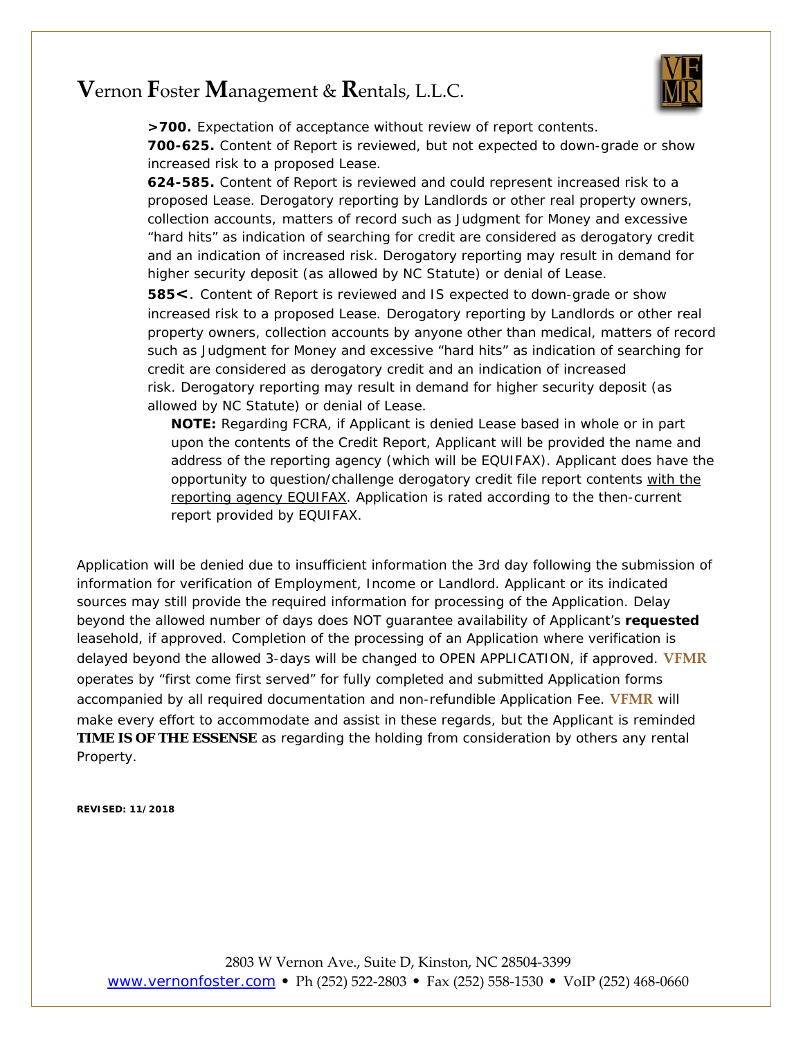**>700.** Expectation of acceptance without review of report contents.

**700-625.** Content of Report is reviewed, but not expected to down-grade or show increased risk to a proposed Lease.

**624-585.** Content of Report is reviewed and could represent increased risk to a proposed Lease. Derogatory reporting by Landlords or other real property owners, collection accounts, matters of record such as Judgment for Money and excessive "hard hits" as indication of searching for credit are considered as derogatory credit and an indication of increased risk. Derogatory reporting may result in demand for higher security deposit (as allowed by NC Statute) or denial of Lease.

**585<.** Content of Report is reviewed and IS expected to down-grade or show increased risk to a proposed Lease. Derogatory reporting by Landlords or other real property owners, collection accounts by anyone other than medical, matters of record such as Judgment for Money and excessive "hard hits" as indication of searching for credit are considered as derogatory credit and an indication of increased risk. Derogatory reporting may result in demand for higher security deposit (as allowed by NC Statute) or denial of Lease.

> **NOTE:** Regarding FCRA, if Applicant is denied Lease based in whole or in part upon the contents of the Credit Report, Applicant will be provided the name and address of the reporting agency (which will be EQUIFAX). Applicant does have the opportunity to question/challenge derogatory credit file report contents with the reporting agency EQUIFAX. Application is rated according to the then-current report provided by EQUIFAX.

Application will be denied due to insufficient information the 3rd day following the submission of information for verification of Employment, Income or Landlord. Applicant or its indicated sources may still provide the required information for processing of the Application. Delay beyond the allowed number of days does NOT guarantee availability of Applicant's **requested** leasehold, if approved. Completion of the processing of an Application where verification is delayed beyond the allowed 3-days will be changed to OPEN APPLICATION, if approved. **VFMR** operates by "first come first served" for fully completed and submitted Application forms accompanied by all required documentation and non-refundible Application Fee. **VFMR** will make every effort to accommodate and assist in these regards, but the Applicant is reminded **TIME IS OF THE ESSENSE** as regarding the holding from consideration by others any rental Property.

**REVISED: 11/2018**